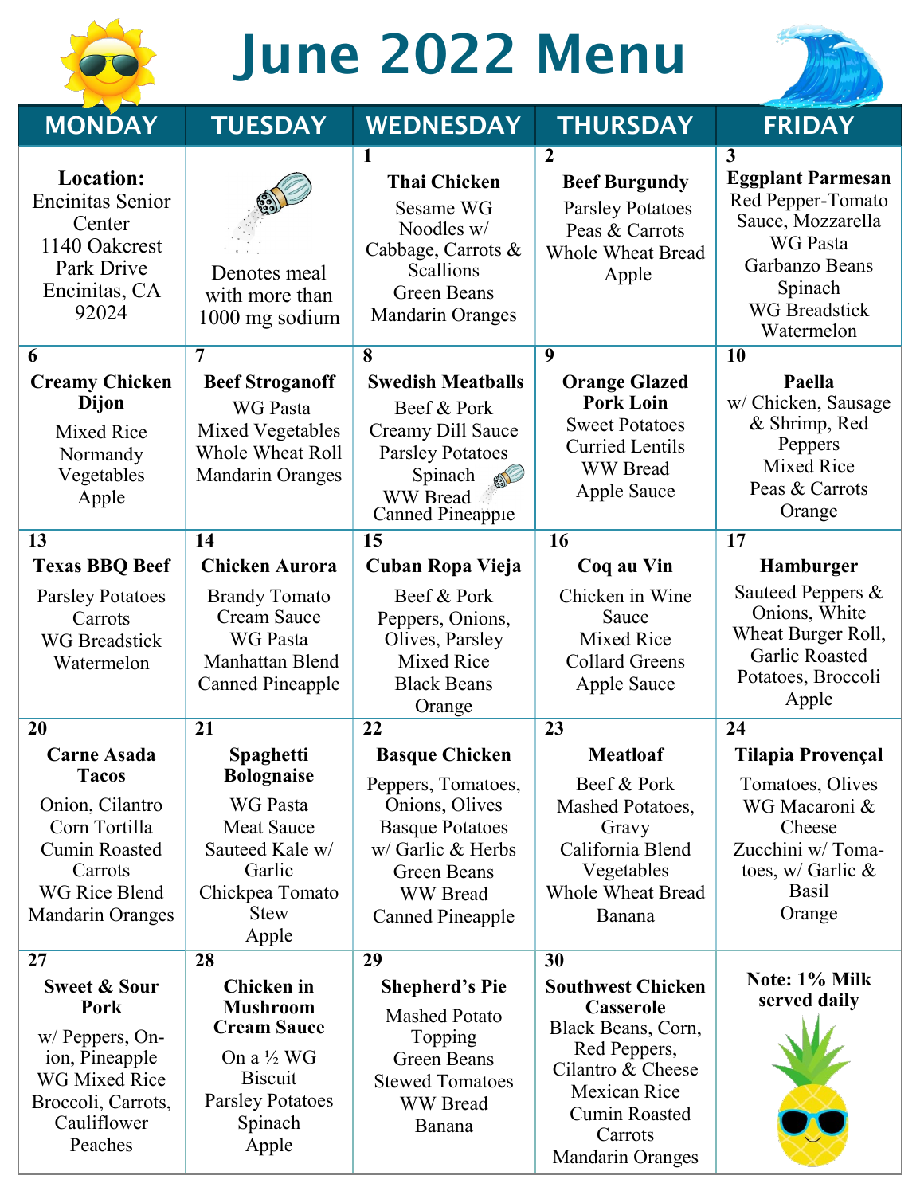# June 2022 Menu

| MONDAY | TUESDAY | WEDNESDAY | THURSDAY | FRIDAY |
|---|---|---|---|---|
| **Location:** Encinitas Senior Center 1140 Oakcrest Park Drive Encinitas, CA 92024 | Denotes meal with more than 1000 mg sodium | 1 **Thai Chicken** Sesame WG Noodles w/ Cabbage, Carrots & Scallions Green Beans Mandarin Oranges | 2 **Beef Burgundy** Parsley Potatoes Peas & Carrots Whole Wheat Bread Apple | 3 **Eggplant Parmesan** Red Pepper-Tomato Sauce, Mozzarella WG Pasta Garbanzo Beans Spinach WG Breadstick Watermelon |
| 6 **Creamy Chicken Dijon** Mixed Rice Normandy Vegetables Apple | 7 **Beef Stroganoff** WG Pasta Mixed Vegetables Whole Wheat Roll Mandarin Oranges | 8 **Swedish Meatballs** Beef & Pork Creamy Dill Sauce Parsley Potatoes Spinach WW Bread Canned Pineapple | 9 **Orange Glazed Pork Loin** Sweet Potatoes Curried Lentils WW Bread Apple Sauce | 10 **Paella** w/ Chicken, Sausage & Shrimp, Red Peppers Mixed Rice Peas & Carrots Orange |
| 13 **Texas BBQ Beef** Parsley Potatoes Carrots WG Breadstick Watermelon | 14 **Chicken Aurora** Brandy Tomato Cream Sauce WG Pasta Manhattan Blend Canned Pineapple | 15 **Cuban Ropa Vieja** Beef & Pork Peppers, Onions, Olives, Parsley Mixed Rice Black Beans Orange | 16 **Coq au Vin** Chicken in Wine Sauce Mixed Rice Collard Greens Apple Sauce | 17 **Hamburger** Sauteed Peppers & Onions, White Wheat Burger Roll, Garlic Roasted Potatoes, Broccoli Apple |
| 20 **Carne Asada Tacos** Onion, Cilantro Corn Tortilla Cumin Roasted Carrots WG Rice Blend Mandarin Oranges | 21 **Spaghetti Bolognaise** WG Pasta Meat Sauce Sauteed Kale w/ Garlic Chickpea Tomato Stew Apple | 22 **Basque Chicken** Peppers, Tomatoes, Onions, Olives Basque Potatoes w/ Garlic & Herbs Green Beans WW Bread Canned Pineapple | 23 **Meatloaf** Beef & Pork Mashed Potatoes, Gravy California Blend Vegetables Whole Wheat Bread Banana | 24 **Tilapia Provençal** Tomatoes, Olives WG Macaroni & Cheese Zucchini w/ Tomatoes, w/ Garlic & Basil Orange |
| 27 **Sweet & Sour Pork** w/ Peppers, Onion, Pineapple WG Mixed Rice Broccoli, Carrots, Cauliflower Peaches | 28 **Chicken in Mushroom Cream Sauce** On a ½ WG Biscuit Parsley Potatoes Spinach Apple | 29 **Shepherd's Pie** Mashed Potato Topping Green Beans Stewed Tomatoes WW Bread Banana | 30 **Southwest Chicken Casserole** Black Beans, Corn, Red Peppers, Cilantro & Cheese Mexican Rice Cumin Roasted Carrots Mandarin Oranges | **Note: 1% Milk served daily** |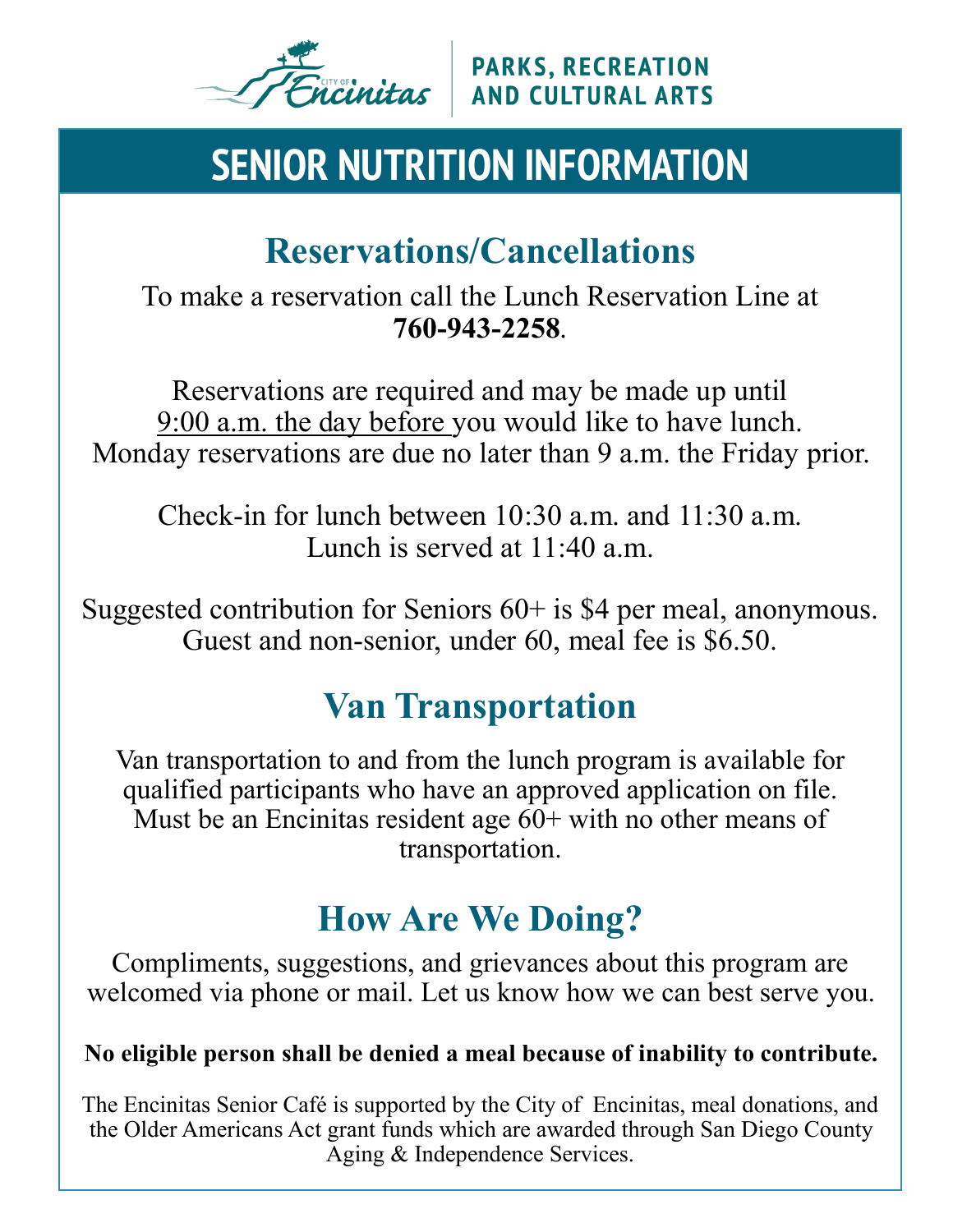CITY OF Encinitas | PARKS, RECREATION AND CULTURAL ARTS

# SENIOR NUTRITION INFORMATION

## Reservations/Cancellations

To make a reservation call the Lunch Reservation Line at **760-943-2258**.

Reservations are required and may be made up until 9:00 a.m. the day before you would like to have lunch. Monday reservations are due no later than 9 a.m. the Friday prior.

Check-in for lunch between 10:30 a.m. and 11:30 a.m.
Lunch is served at 11:40 a.m.

Suggested contribution for Seniors 60+ is $4 per meal, anonymous.
Guest and non-senior, under 60, meal fee is $6.50.

## Van Transportation

Van transportation to and from the lunch program is available for qualified participants who have an approved application on file. Must be an Encinitas resident age 60+ with no other means of transportation.

## How Are We Doing?

Compliments, suggestions, and grievances about this program are welcomed via phone or mail. Let us know how we can best serve you.

**No eligible person shall be denied a meal because of inability to contribute.**

The Encinitas Senior Café is supported by the City of Encinitas, meal donations, and the Older Americans Act grant funds which are awarded through San Diego County Aging & Independence Services.